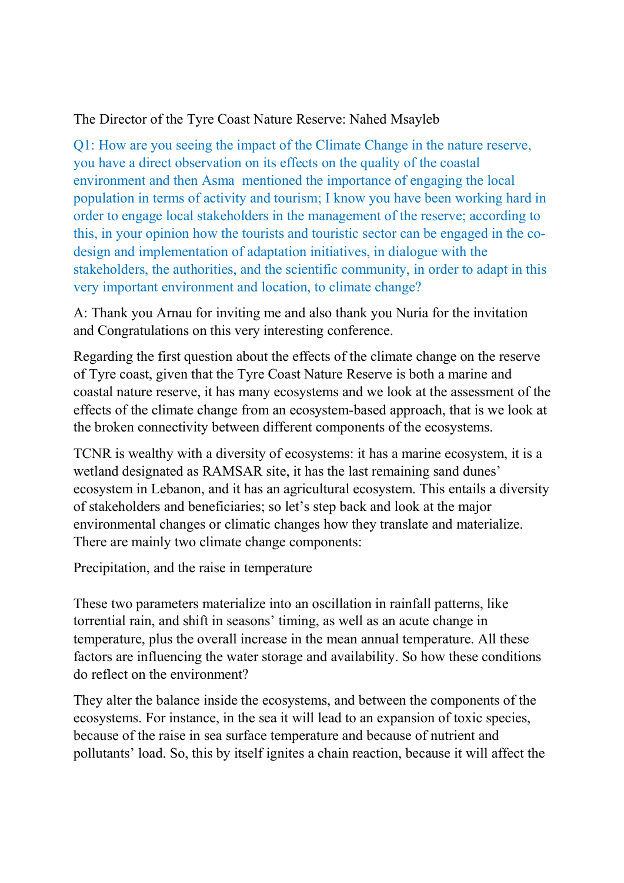The Director of the Tyre Coast Nature Reserve: Nahed Msayleb

Q1: How are you seeing the impact of the Climate Change in the nature reserve, you have a direct observation on its effects on the quality of the coastal environment and then Asma mentioned the importance of engaging the local population in terms of activity and tourism; I know you have been working hard in order to engage local stakeholders in the management of the reserve; according to this, in your opinion how the tourists and touristic sector can be engaged in the co-design and implementation of adaptation initiatives, in dialogue with the stakeholders, the authorities, and the scientific community, in order to adapt in this very important environment and location, to climate change?

A: Thank you Arnau for inviting me and also thank you Nuria for the invitation and Congratulations on this very interesting conference.

Regarding the first question about the effects of the climate change on the reserve of Tyre coast, given that the Tyre Coast Nature Reserve is both a marine and coastal nature reserve, it has many ecosystems and we look at the assessment of the effects of the climate change from an ecosystem-based approach, that is we look at the broken connectivity between different components of the ecosystems.

TCNR is wealthy with a diversity of ecosystems: it has a marine ecosystem, it is a wetland designated as RAMSAR site, it has the last remaining sand dunes' ecosystem in Lebanon, and it has an agricultural ecosystem. This entails a diversity of stakeholders and beneficiaries; so let's step back and look at the major environmental changes or climatic changes how they translate and materialize. There are mainly two climate change components:

Precipitation, and the raise in temperature

These two parameters materialize into an oscillation in rainfall patterns, like torrential rain, and shift in seasons' timing, as well as an acute change in temperature, plus the overall increase in the mean annual temperature. All these factors are influencing the water storage and availability. So how these conditions do reflect on the environment?

They alter the balance inside the ecosystems, and between the components of the ecosystems. For instance, in the sea it will lead to an expansion of toxic species, because of the raise in sea surface temperature and because of nutrient and pollutants' load. So, this by itself ignites a chain reaction, because it will affect the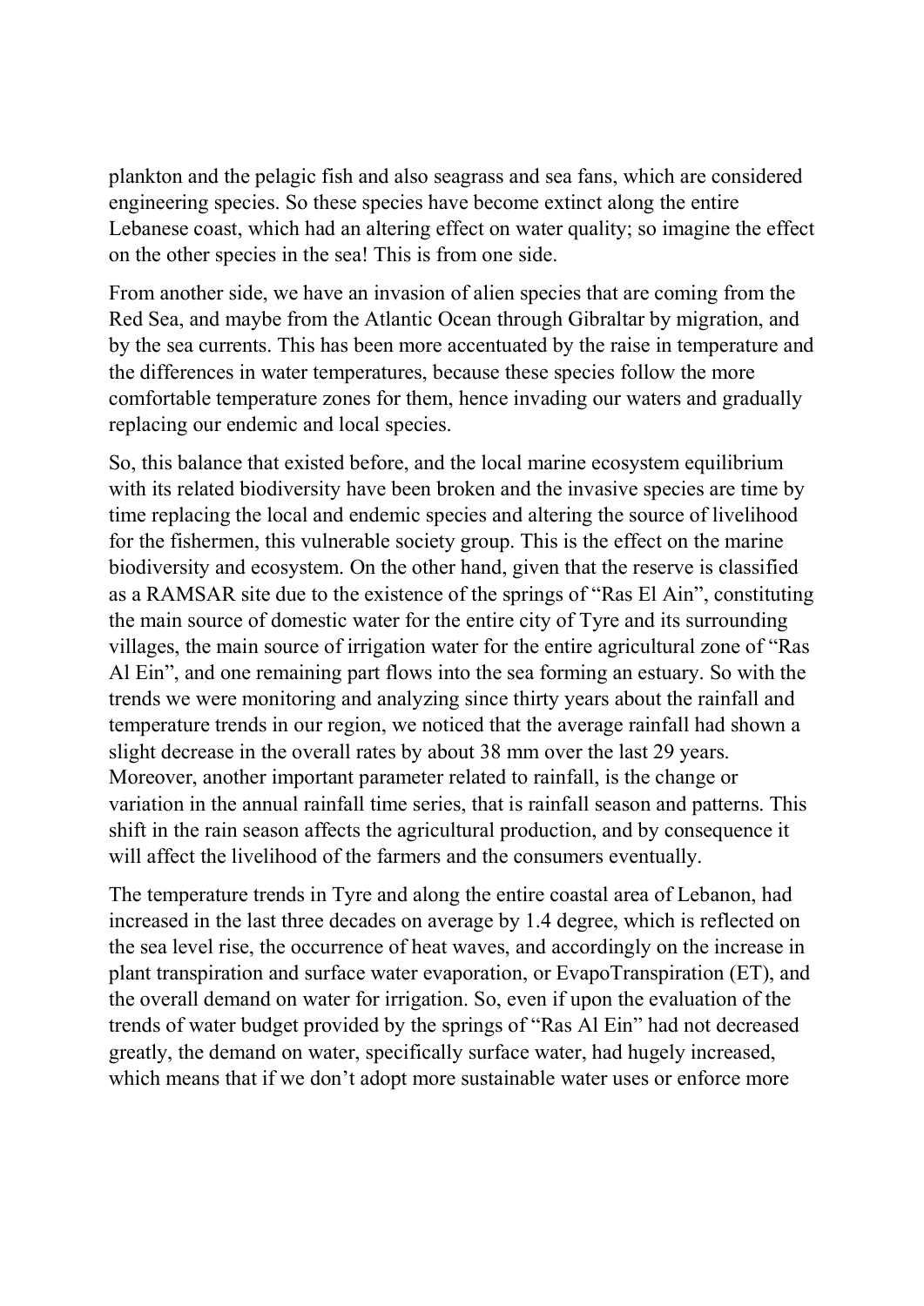plankton and the pelagic fish and also seagrass and sea fans, which are considered engineering species. So these species have become extinct along the entire Lebanese coast, which had an altering effect on water quality; so imagine the effect on the other species in the sea! This is from one side.

From another side, we have an invasion of alien species that are coming from the Red Sea, and maybe from the Atlantic Ocean through Gibraltar by migration, and by the sea currents. This has been more accentuated by the raise in temperature and the differences in water temperatures, because these species follow the more comfortable temperature zones for them, hence invading our waters and gradually replacing our endemic and local species.

So, this balance that existed before, and the local marine ecosystem equilibrium with its related biodiversity have been broken and the invasive species are time by time replacing the local and endemic species and altering the source of livelihood for the fishermen, this vulnerable society group. This is the effect on the marine biodiversity and ecosystem. On the other hand, given that the reserve is classified as a RAMSAR site due to the existence of the springs of "Ras El Ain", constituting the main source of domestic water for the entire city of Tyre and its surrounding villages, the main source of irrigation water for the entire agricultural zone of "Ras Al Ein", and one remaining part flows into the sea forming an estuary. So with the trends we were monitoring and analyzing since thirty years about the rainfall and temperature trends in our region, we noticed that the average rainfall had shown a slight decrease in the overall rates by about 38 mm over the last 29 years. Moreover, another important parameter related to rainfall, is the change or variation in the annual rainfall time series, that is rainfall season and patterns. This shift in the rain season affects the agricultural production, and by consequence it will affect the livelihood of the farmers and the consumers eventually.

The temperature trends in Tyre and along the entire coastal area of Lebanon, had increased in the last three decades on average by 1.4 degree, which is reflected on the sea level rise, the occurrence of heat waves, and accordingly on the increase in plant transpiration and surface water evaporation, or EvapoTranspiration (ET), and the overall demand on water for irrigation. So, even if upon the evaluation of the trends of water budget provided by the springs of "Ras Al Ein" had not decreased greatly, the demand on water, specifically surface water, had hugely increased, which means that if we don't adopt more sustainable water uses or enforce more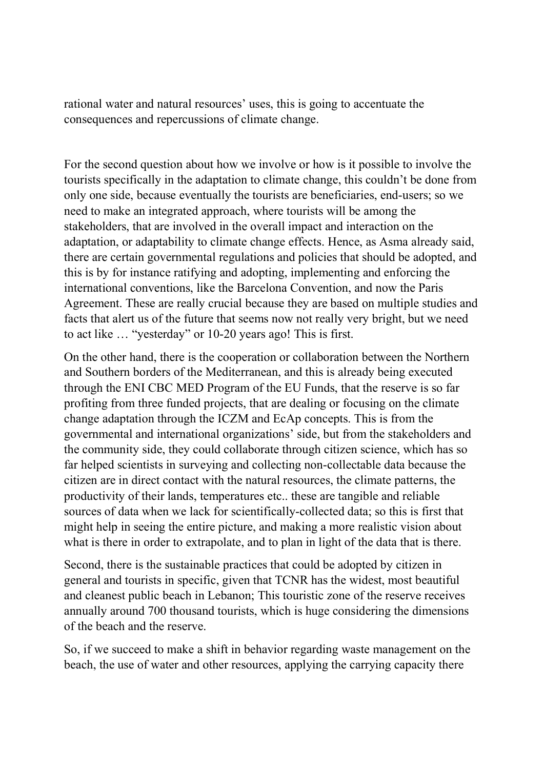rational water and natural resources' uses, this is going to accentuate the consequences and repercussions of climate change.

For the second question about how we involve or how is it possible to involve the tourists specifically in the adaptation to climate change, this couldn't be done from only one side, because eventually the tourists are beneficiaries, end-users; so we need to make an integrated approach, where tourists will be among the stakeholders, that are involved in the overall impact and interaction on the adaptation, or adaptability to climate change effects. Hence, as Asma already said, there are certain governmental regulations and policies that should be adopted, and this is by for instance ratifying and adopting, implementing and enforcing the international conventions, like the Barcelona Convention, and now the Paris Agreement. These are really crucial because they are based on multiple studies and facts that alert us of the future that seems now not really very bright, but we need to act like … "yesterday" or 10-20 years ago! This is first.

On the other hand, there is the cooperation or collaboration between the Northern and Southern borders of the Mediterranean, and this is already being executed through the ENI CBC MED Program of the EU Funds, that the reserve is so far profiting from three funded projects, that are dealing or focusing on the climate change adaptation through the ICZM and EcAp concepts. This is from the governmental and international organizations' side, but from the stakeholders and the community side, they could collaborate through citizen science, which has so far helped scientists in surveying and collecting non-collectable data because the citizen are in direct contact with the natural resources, the climate patterns, the productivity of their lands, temperatures etc.. these are tangible and reliable sources of data when we lack for scientifically-collected data; so this is first that might help in seeing the entire picture, and making a more realistic vision about what is there in order to extrapolate, and to plan in light of the data that is there.

Second, there is the sustainable practices that could be adopted by citizen in general and tourists in specific, given that TCNR has the widest, most beautiful and cleanest public beach in Lebanon; This touristic zone of the reserve receives annually around 700 thousand tourists, which is huge considering the dimensions of the beach and the reserve.

So, if we succeed to make a shift in behavior regarding waste management on the beach, the use of water and other resources, applying the carrying capacity there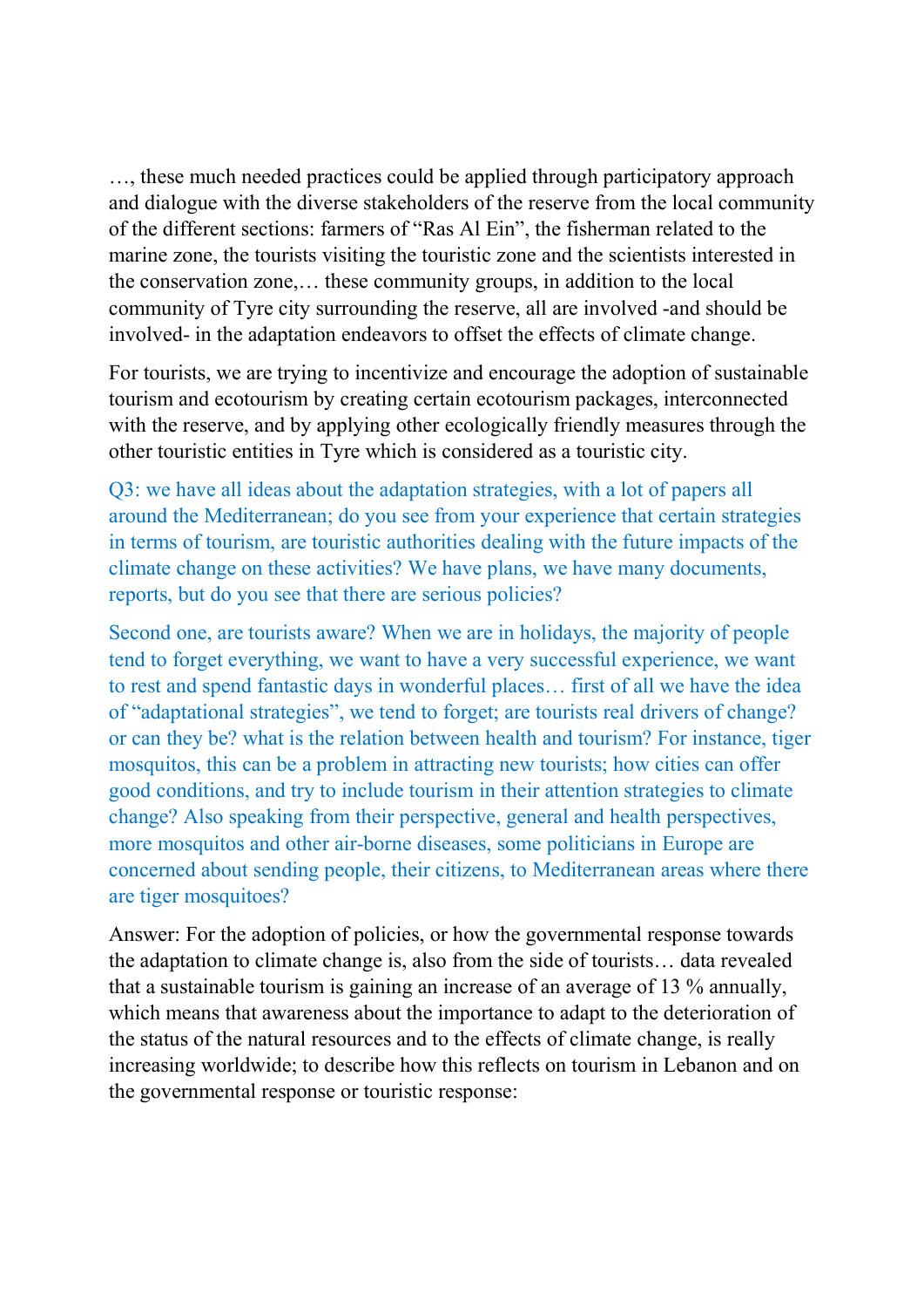…, these much needed practices could be applied through participatory approach and dialogue with the diverse stakeholders of the reserve from the local community of the different sections: farmers of "Ras Al Ein", the fisherman related to the marine zone, the tourists visiting the touristic zone and the scientists interested in the conservation zone,… these community groups, in addition to the local community of Tyre city surrounding the reserve, all are involved -and should be involved- in the adaptation endeavors to offset the effects of climate change.

For tourists, we are trying to incentivize and encourage the adoption of sustainable tourism and ecotourism by creating certain ecotourism packages, interconnected with the reserve, and by applying other ecologically friendly measures through the other touristic entities in Tyre which is considered as a touristic city.

Q3: we have all ideas about the adaptation strategies, with a lot of papers all around the Mediterranean; do you see from your experience that certain strategies in terms of tourism, are touristic authorities dealing with the future impacts of the climate change on these activities? We have plans, we have many documents, reports, but do you see that there are serious policies?

Second one, are tourists aware? When we are in holidays, the majority of people tend to forget everything, we want to have a very successful experience, we want to rest and spend fantastic days in wonderful places… first of all we have the idea of "adaptational strategies", we tend to forget; are tourists real drivers of change? or can they be? what is the relation between health and tourism? For instance, tiger mosquitos, this can be a problem in attracting new tourists; how cities can offer good conditions, and try to include tourism in their attention strategies to climate change? Also speaking from their perspective, general and health perspectives, more mosquitos and other air-borne diseases, some politicians in Europe are concerned about sending people, their citizens, to Mediterranean areas where there are tiger mosquitoes?

Answer: For the adoption of policies, or how the governmental response towards the adaptation to climate change is, also from the side of tourists… data revealed that a sustainable tourism is gaining an increase of an average of 13 % annually, which means that awareness about the importance to adapt to the deterioration of the status of the natural resources and to the effects of climate change, is really increasing worldwide; to describe how this reflects on tourism in Lebanon and on the governmental response or touristic response: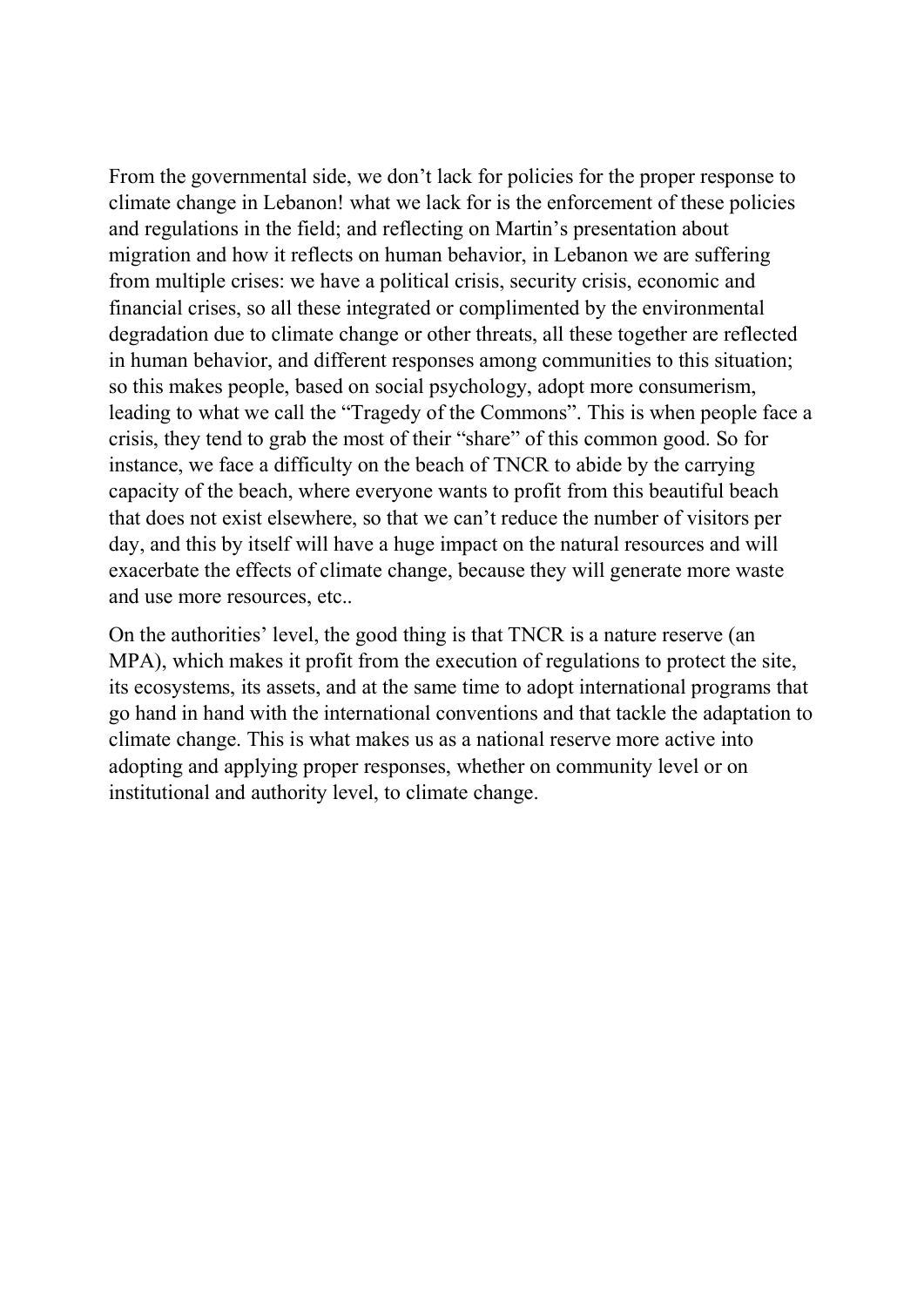From the governmental side, we don't lack for policies for the proper response to climate change in Lebanon! what we lack for is the enforcement of these policies and regulations in the field; and reflecting on Martin's presentation about migration and how it reflects on human behavior, in Lebanon we are suffering from multiple crises: we have a political crisis, security crisis, economic and financial crises, so all these integrated or complimented by the environmental degradation due to climate change or other threats, all these together are reflected in human behavior, and different responses among communities to this situation; so this makes people, based on social psychology, adopt more consumerism, leading to what we call the "Tragedy of the Commons". This is when people face a crisis, they tend to grab the most of their "share" of this common good. So for instance, we face a difficulty on the beach of TNCR to abide by the carrying capacity of the beach, where everyone wants to profit from this beautiful beach that does not exist elsewhere, so that we can't reduce the number of visitors per day, and this by itself will have a huge impact on the natural resources and will exacerbate the effects of climate change, because they will generate more waste and use more resources, etc..

On the authorities' level, the good thing is that TNCR is a nature reserve (an MPA), which makes it profit from the execution of regulations to protect the site, its ecosystems, its assets, and at the same time to adopt international programs that go hand in hand with the international conventions and that tackle the adaptation to climate change. This is what makes us as a national reserve more active into adopting and applying proper responses, whether on community level or on institutional and authority level, to climate change.